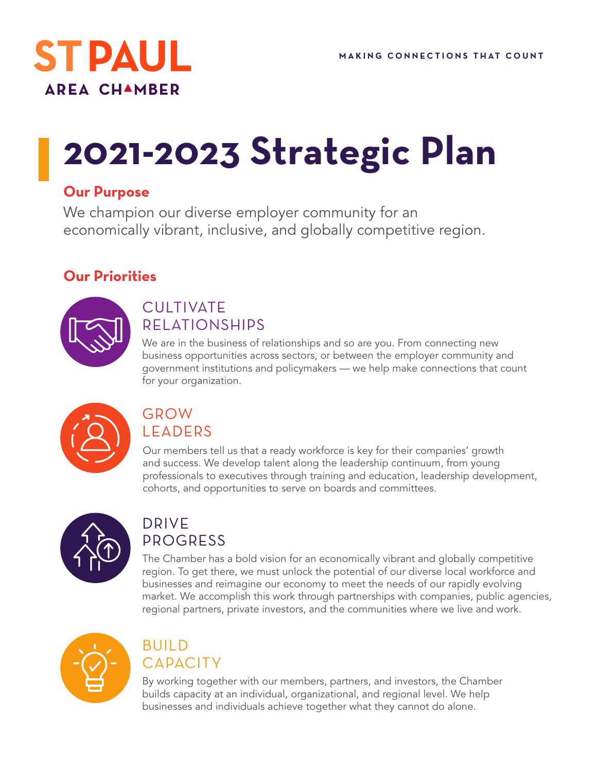# ST PAUL AREA CHAMBER

MAKING CONNECTIONS THAT COUNT

# 2021-2023 Strategic Plan

## Our Purpose

We champion our diverse employer community for an economically vibrant, inclusive, and globally competitive region.

## Our Priorities

### CULTIVATE RELATIONSHIPS

We are in the business of relationships and so are you. From connecting new business opportunities across sectors, or between the employer community and government institutions and policymakers — we help make connections that count for your organization.

### GROW LEADERS

Our members tell us that a ready workforce is key for their companies' growth and success. We develop talent along the leadership continuum, from young professionals to executives through training and education, leadership development, cohorts, and opportunities to serve on boards and committees.

### DRIVE PROGRESS

The Chamber has a bold vision for an economically vibrant and globally competitive region. To get there, we must unlock the potential of our diverse local workforce and businesses and reimagine our economy to meet the needs of our rapidly evolving market. We accomplish this work through partnerships with companies, public agencies, regional partners, private investors, and the communities where we live and work.

### BUILD CAPACITY

By working together with our members, partners, and investors, the Chamber builds capacity at an individual, organizational, and regional level. We help businesses and individuals achieve together what they cannot do alone.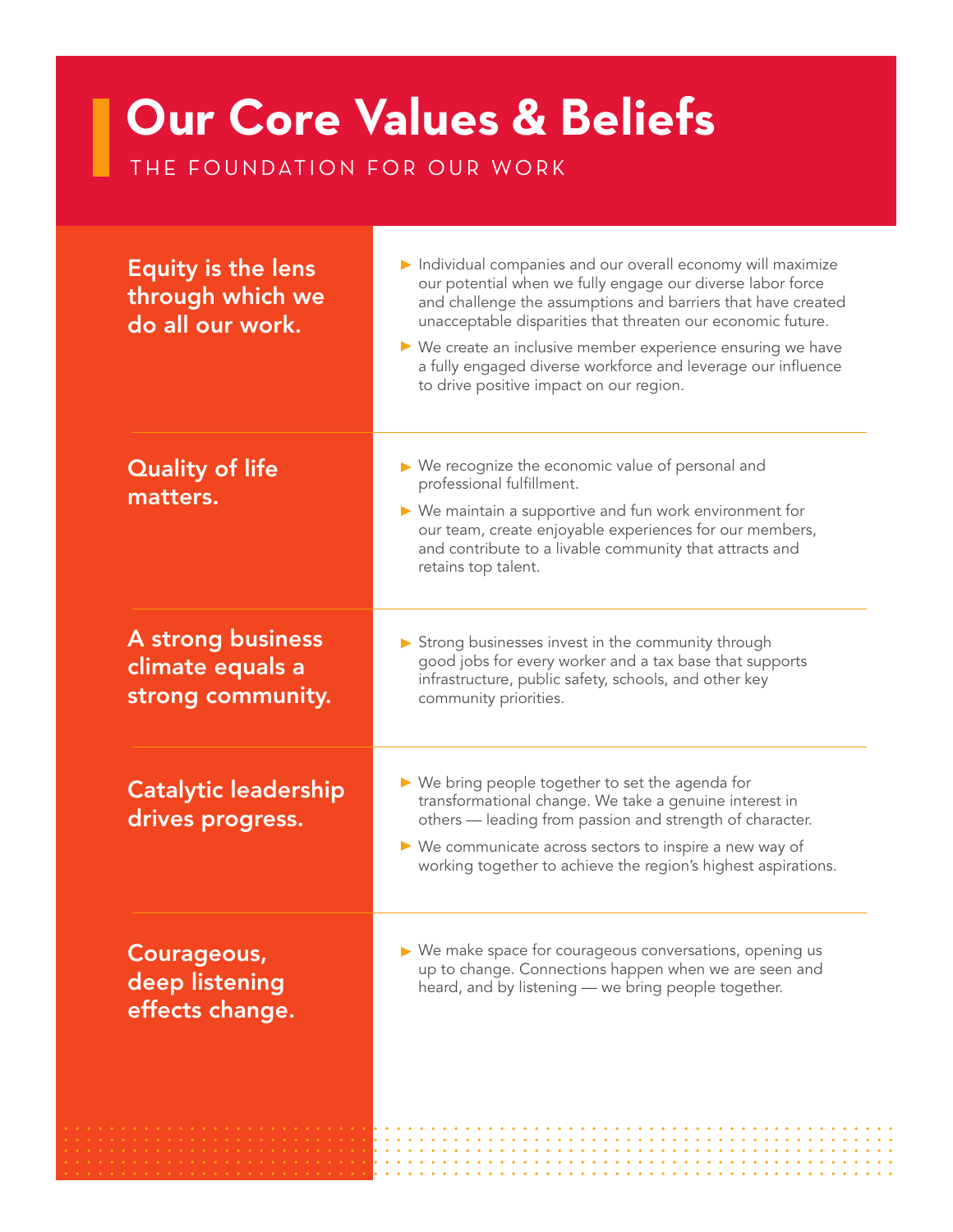# Our Core Values & Beliefs

THE FOUNDATION FOR OUR WORK

## Equity is the lens through which we do all our work.

- Individual companies and our overall economy will maximize our potential when we fully engage our diverse labor force and challenge the assumptions and barriers that have created unacceptable disparities that threaten our economic future.
- We create an inclusive member experience ensuring we have a fully engaged diverse workforce and leverage our influence to drive positive impact on our region.

## Quality of life matters.

- We recognize the economic value of personal and professional fulfillment.
- We maintain a supportive and fun work environment for our team, create enjoyable experiences for our members, and contribute to a livable community that attracts and retains top talent.

## A strong business climate equals a strong community.

- Strong businesses invest in the community through good jobs for every worker and a tax base that supports infrastructure, public safety, schools, and other key community priorities.

## Catalytic leadership drives progress.

- We bring people together to set the agenda for transformational change. We take a genuine interest in others — leading from passion and strength of character.
- We communicate across sectors to inspire a new way of working together to achieve the region's highest aspirations.

## Courageous, deep listening effects change.

- We make space for courageous conversations, opening us up to change. Connections happen when we are seen and heard, and by listening — we bring people together.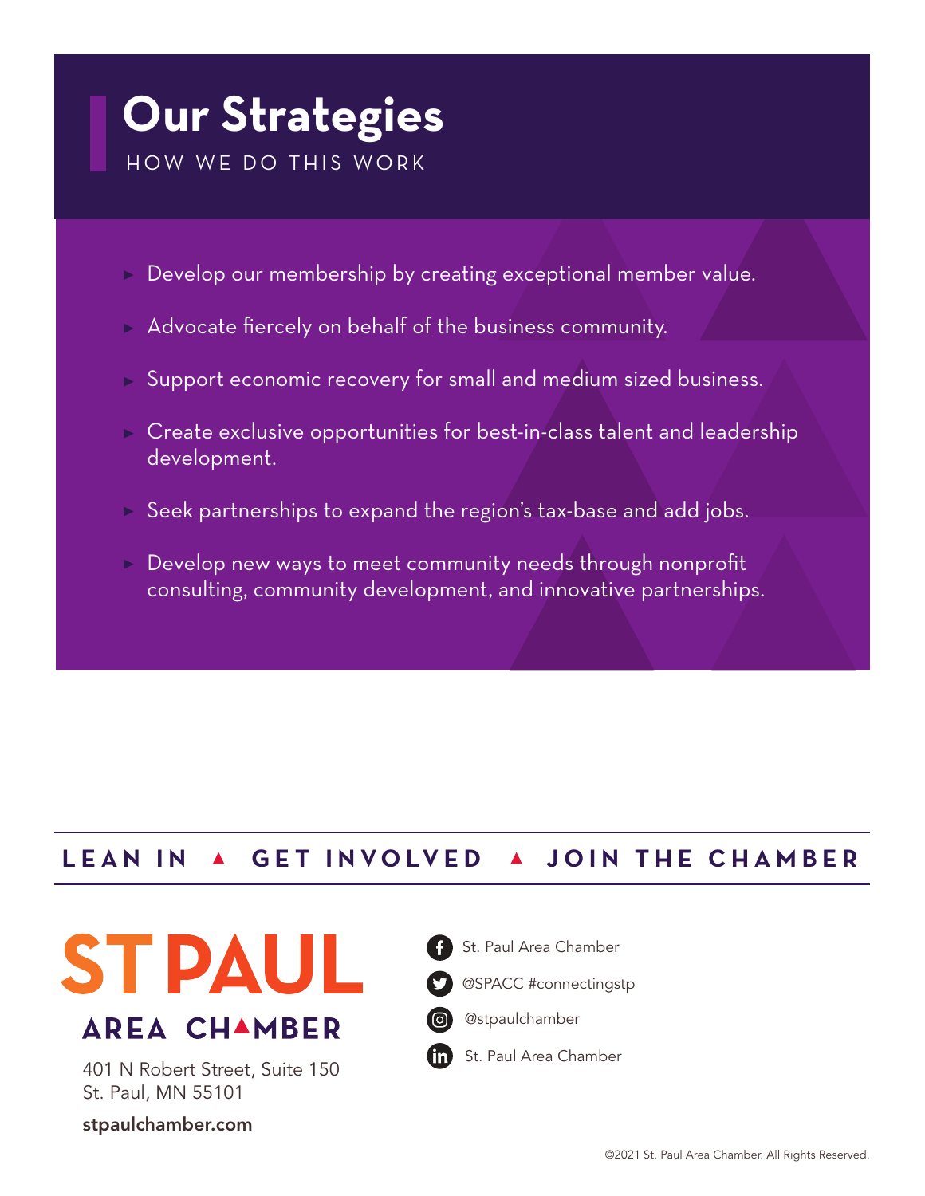# Our Strategies

HOW WE DO THIS WORK

- Develop our membership by creating exceptional member value.
- Advocate fiercely on behalf of the business community.
- Support economic recovery for small and medium sized business.
- Create exclusive opportunities for best-in-class talent and leadership development.
- Seek partnerships to expand the region's tax-base and add jobs.
- Develop new ways to meet community needs through nonprofit consulting, community development, and innovative partnerships.

**LEAN IN ▲ GET INVOLVED ▲ JOIN THE CHAMBER**

**ST PAUL AREA CHAMBER**

401 N Robert Street, Suite 150
St. Paul, MN 55101

**stpaulchamber.com**

St. Paul Area Chamber

@SPACC #connectingstp

@stpaulchamber

St. Paul Area Chamber

©2021 St. Paul Area Chamber. All Rights Reserved.